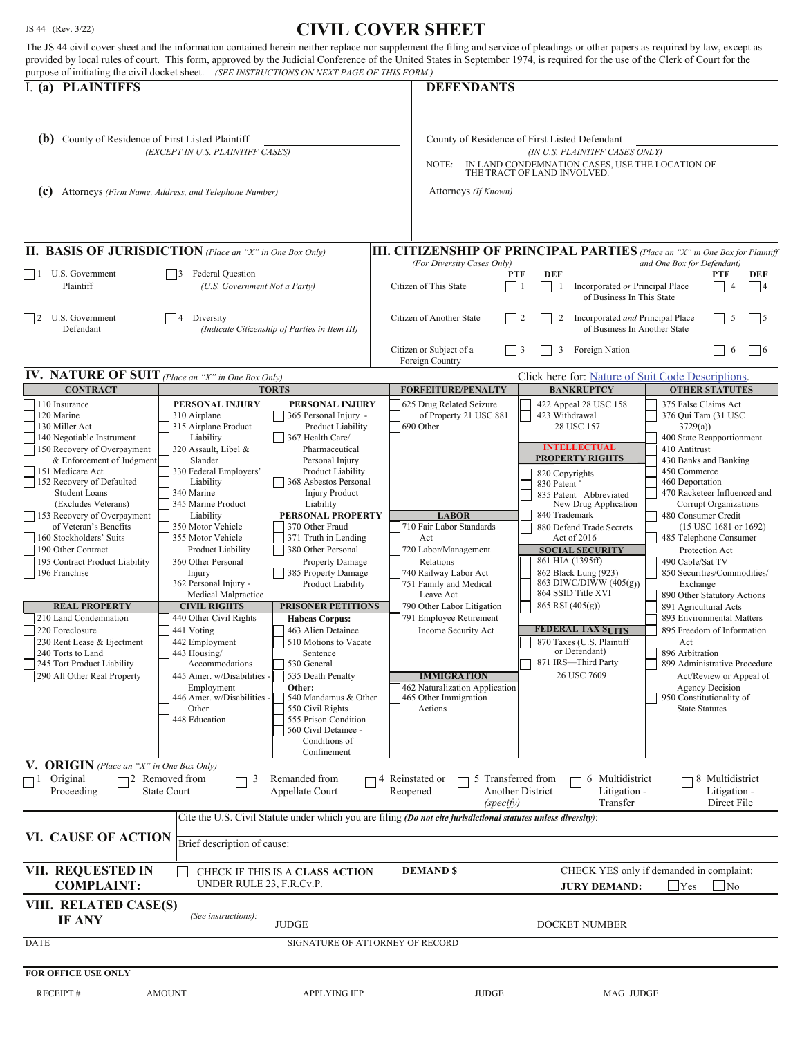JS 44 (Rev. 3/22)

# CIVIL COVER SHEET

The JS 44 civil cover sheet and the information contained herein neither replace nor supplement the filing and service of pleadings or other papers as required by law, except as provided by local rules of court. This form, approved by the Judicial Conference of the United States in September 1974, is required for the use of the Clerk of Court for the purpose of initiating the civil docket sheet. *(SEE INSTRUCTIONS ON NEXT PAGE OF THIS FORM.)*

## I. (a) PLAINTIFFS

**(b)** County of Residence of First Listed Plaintiff
*(EXCEPT IN U.S. PLAINTIFF CASES)*

**(c)** Attorneys *(Firm Name, Address, and Telephone Number)*

## DEFENDANTS

County of Residence of First Listed Defendant
*(IN U.S. PLAINTIFF CASES ONLY)*

NOTE: IN LAND CONDEMNATION CASES, USE THE LOCATION OF THE TRACT OF LAND INVOLVED.

Attorneys *(If Known)*

## II. BASIS OF JURISDICTION *(Place an "X" in One Box Only)*

- ☐ 1 U.S. Government Plaintiff
- ☐ 3 Federal Question *(U.S. Government Not a Party)*
- ☐ 2 U.S. Government Defendant
- ☐ 4 Diversity *(Indicate Citizenship of Parties in Item III)*

## III. CITIZENSHIP OF PRINCIPAL PARTIES *(Place an "X" in One Box for Plaintiff and One Box for Defendant)*

*(For Diversity Cases Only)*

| | PTF | DEF | | PTF | DEF |
|---|---|---|---|---|---|
| Citizen of This State | ☐ 1 | ☐ 1 | Incorporated *or* Principal Place of Business In This State | ☐ 4 | ☐ 4 |
| Citizen of Another State | ☐ 2 | ☐ 2 | Incorporated *and* Principal Place of Business In Another State | ☐ 5 | ☐ 5 |
| Citizen or Subject of a Foreign Country | ☐ 3 | ☐ 3 | Foreign Nation | ☐ 6 | ☐ 6 |

## IV. NATURE OF SUIT *(Place an "X" in One Box Only)*

Click here for: Nature of Suit Code Descriptions.

**CONTRACT**
- ☐ 110 Insurance
- ☐ 120 Marine
- ☐ 130 Miller Act
- ☐ 140 Negotiable Instrument
- ☐ 150 Recovery of Overpayment & Enforcement of Judgment
- ☐ 151 Medicare Act
- ☐ 152 Recovery of Defaulted Student Loans (Excludes Veterans)
- ☐ 153 Recovery of Overpayment of Veteran's Benefits
- ☐ 160 Stockholders' Suits
- ☐ 190 Other Contract
- ☐ 195 Contract Product Liability
- ☐ 196 Franchise

**REAL PROPERTY**
- ☐ 210 Land Condemnation
- ☐ 220 Foreclosure
- ☐ 230 Rent Lease & Ejectment
- ☐ 240 Torts to Land
- ☐ 245 Tort Product Liability
- ☐ 290 All Other Real Property

**TORTS**

PERSONAL INJURY
- ☐ 310 Airplane
- ☐ 315 Airplane Product Liability
- ☐ 320 Assault, Libel & Slander
- ☐ 330 Federal Employers' Liability
- ☐ 340 Marine
- ☐ 345 Marine Product Liability
- ☐ 350 Motor Vehicle
- ☐ 355 Motor Vehicle Product Liability
- ☐ 360 Other Personal Injury
- ☐ 362 Personal Injury - Medical Malpractice

PERSONAL INJURY
- ☐ 365 Personal Injury - Product Liability
- ☐ 367 Health Care/ Pharmaceutical Personal Injury Product Liability
- ☐ 368 Asbestos Personal Injury Product Liability

PERSONAL PROPERTY
- ☐ 370 Other Fraud
- ☐ 371 Truth in Lending
- ☐ 380 Other Personal Property Damage
- ☐ 385 Property Damage Product Liability

**CIVIL RIGHTS**
- ☐ 440 Other Civil Rights
- ☐ 441 Voting
- ☐ 442 Employment
- ☐ 443 Housing/ Accommodations
- ☐ 445 Amer. w/Disabilities - Employment
- ☐ 446 Amer. w/Disabilities - Other
- ☐ 448 Education

**PRISONER PETITIONS**

Habeas Corpus:
- ☐ 463 Alien Detainee
- ☐ 510 Motions to Vacate Sentence
- ☐ 530 General
- ☐ 535 Death Penalty

Other:
- ☐ 540 Mandamus & Other
- ☐ 550 Civil Rights
- ☐ 555 Prison Condition
- ☐ 560 Civil Detainee - Conditions of Confinement

**FORFEITURE/PENALTY**
- ☐ 625 Drug Related Seizure of Property 21 USC 881
- ☐ 690 Other

**LABOR**
- ☐ 710 Fair Labor Standards Act
- ☐ 720 Labor/Management Relations
- ☐ 740 Railway Labor Act
- ☐ 751 Family and Medical Leave Act
- ☐ 790 Other Labor Litigation
- ☐ 791 Employee Retirement Income Security Act

**IMMIGRATION**
- ☐ 462 Naturalization Application
- ☐ 465 Other Immigration Actions

**BANKRUPTCY**
- ☐ 422 Appeal 28 USC 158
- ☐ 423 Withdrawal 28 USC 157

**INTELLECTUAL PROPERTY RIGHTS**
- ☐ 820 Copyrights
- ☐ 830 Patent
- ☐ 835 Patent - Abbreviated New Drug Application
- ☐ 840 Trademark
- ☐ 880 Defend Trade Secrets Act of 2016

**SOCIAL SECURITY**
- ☐ 861 HIA (1395ff)
- ☐ 862 Black Lung (923)
- ☐ 863 DIWC/DIWW (405(g))
- ☐ 864 SSID Title XVI
- ☐ 865 RSI (405(g))

**FEDERAL TAX SUITS**
- ☐ 870 Taxes (U.S. Plaintiff or Defendant)
- ☐ 871 IRS—Third Party 26 USC 7609

**OTHER STATUTES**
- ☐ 375 False Claims Act
- ☐ 376 Qui Tam (31 USC 3729(a))
- ☐ 400 State Reapportionment
- ☐ 410 Antitrust
- ☐ 430 Banks and Banking
- ☐ 450 Commerce
- ☐ 460 Deportation
- ☐ 470 Racketeer Influenced and Corrupt Organizations
- ☐ 480 Consumer Credit (15 USC 1681 or 1692)
- ☐ 485 Telephone Consumer Protection Act
- ☐ 490 Cable/Sat TV
- ☐ 850 Securities/Commodities/ Exchange
- ☐ 890 Other Statutory Actions
- ☐ 891 Agricultural Acts
- ☐ 893 Environmental Matters
- ☐ 895 Freedom of Information Act
- ☐ 896 Arbitration
- ☐ 899 Administrative Procedure Act/Review or Appeal of Agency Decision
- ☐ 950 Constitutionality of State Statutes

## V. ORIGIN *(Place an "X" in One Box Only)*

- ☐ 1 Original Proceeding
- ☐ 2 Removed from State Court
- ☐ 3 Remanded from Appellate Court
- ☐ 4 Reinstated or Reopened
- ☐ 5 Transferred from Another District *(specify)*
- ☐ 6 Multidistrict Litigation - Transfer
- ☐ 8 Multidistrict Litigation - Direct File

## VI. CAUSE OF ACTION

Cite the U.S. Civil Statute under which you are filing *(Do not cite jurisdictional statutes unless diversity)*:

Brief description of cause:

## VII. REQUESTED IN COMPLAINT:

☐ CHECK IF THIS IS A **CLASS ACTION** UNDER RULE 23, F.R.Cv.P.

**DEMAND $**

CHECK YES only if demanded in complaint:
**JURY DEMAND:** ☐ Yes ☐ No

## VIII. RELATED CASE(S) IF ANY

*(See instructions):* JUDGE ____________ DOCKET NUMBER ____________

DATE ____________ SIGNATURE OF ATTORNEY OF RECORD ____________

**FOR OFFICE USE ONLY**

RECEIPT # ________ AMOUNT ________ APPLYING IFP ________ JUDGE ________ MAG. JUDGE ________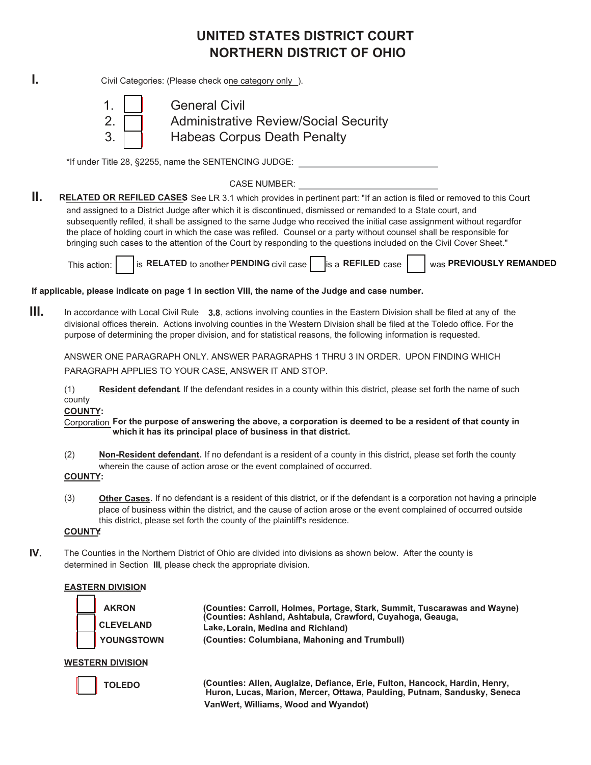# UNITED STATES DISTRICT COURT
# NORTHERN DISTRICT OF OHIO

**I.** Civil Categories: (Please check one category only ).

1. ☐ General Civil
2. ☐ Administrative Review/Social Security
3. ☐ Habeas Corpus Death Penalty

*If under Title 28, §2255, name the SENTENCING JUDGE: ____________________

CASE NUMBER: ____________________

**II.** **RELATED OR REFILED CASES** See LR 3.1 which provides in pertinent part: "If an action is filed or removed to this Court and assigned to a District Judge after which it is discontinued, dismissed or remanded to a State court, and subsequently refiled, it shall be assigned to the same Judge who received the initial case assignment without regardfor the place of holding court in which the case was refiled. Counsel or a party without counsel shall be responsible for bringing such cases to the attention of the Court by responding to the questions included on the Civil Cover Sheet."

This action: ☐ is **RELATED** to another **PENDING** civil case ☐ is a **REFILED** case ☐ was **PREVIOUSLY REMANDED**

**If applicable, please indicate on page 1 in section VIII, the name of the Judge and case number.**

**III.** In accordance with Local Civil Rule **3.8**, actions involving counties in the Eastern Division shall be filed at any of the divisional offices therein. Actions involving counties in the Western Division shall be filed at the Toledo office. For the purpose of determining the proper division, and for statistical reasons, the following information is requested.

ANSWER ONE PARAGRAPH ONLY. ANSWER PARAGRAPHS 1 THRU 3 IN ORDER. UPON FINDING WHICH PARAGRAPH APPLIES TO YOUR CASE, ANSWER IT AND STOP.

(1) **Resident defendant**. If the defendant resides in a county within this district, please set forth the name of such county

**COUNTY:**

Corporation **For the purpose of answering the above, a corporation is deemed to be a resident of that county in which it has its principal place of business in that district.**

(2) **Non-Resident defendant.** If no defendant is a resident of a county in this district, please set forth the county wherein the cause of action arose or the event complained of occurred.

**COUNTY:**

(3) **Other Cases**. If no defendant is a resident of this district, or if the defendant is a corporation not having a principle place of business within the district, and the cause of action arose or the event complained of occurred outside this district, please set forth the county of the plaintiff's residence.

**COUNTY:**

**IV.** The Counties in the Northern District of Ohio are divided into divisions as shown below. After the county is determined in Section **III**, please check the appropriate division.

**EASTERN DIVISION**

☐ **AKRON** **(Counties: Carroll, Holmes, Portage, Stark, Summit, Tuscarawas and Wayne)**

☐ **CLEVELAND** **(Counties: Ashland, Ashtabula, Crawford, Cuyahoga, Geauga, Lake, Lorain, Medina and Richland)**

☐ **YOUNGSTOWN** **(Counties: Columbiana, Mahoning and Trumbull)**

**WESTERN DIVISION**

☐ **TOLEDO** **(Counties: Allen, Auglaize, Defiance, Erie, Fulton, Hancock, Hardin, Henry, Huron, Lucas, Marion, Mercer, Ottawa, Paulding, Putnam, Sandusky, Seneca VanWert, Williams, Wood and Wyandot)**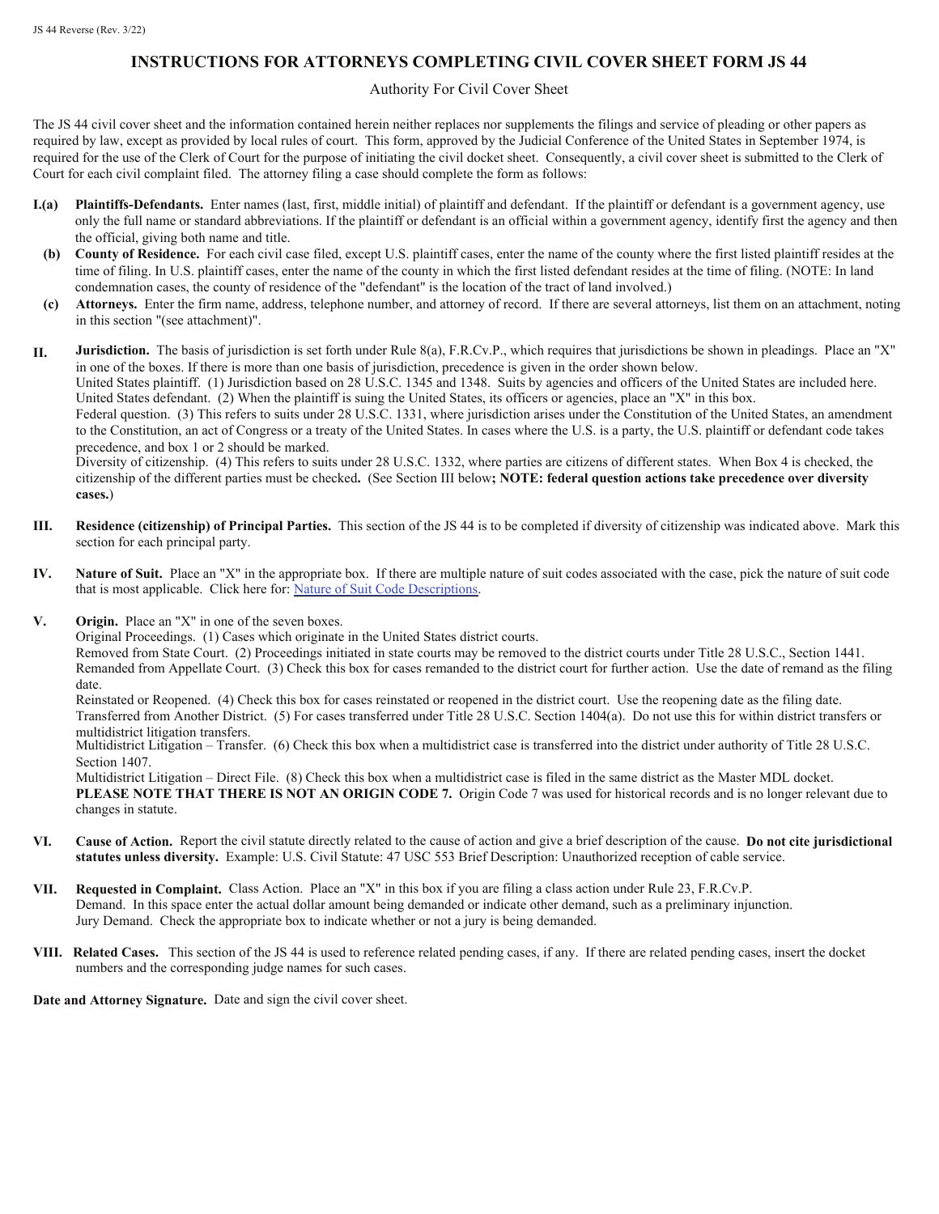# INSTRUCTIONS FOR ATTORNEYS COMPLETING CIVIL COVER SHEET FORM JS 44

## Authority For Civil Cover Sheet

The JS 44 civil cover sheet and the information contained herein neither replaces nor supplements the filings and service of pleading or other papers as required by law, except as provided by local rules of court. This form, approved by the Judicial Conference of the United States in September 1974, is required for the use of the Clerk of Court for the purpose of initiating the civil docket sheet. Consequently, a civil cover sheet is submitted to the Clerk of Court for each civil complaint filed. The attorney filing a case should complete the form as follows:

**I.(a) Plaintiffs-Defendants.** Enter names (last, first, middle initial) of plaintiff and defendant. If the plaintiff or defendant is a government agency, use only the full name or standard abbreviations. If the plaintiff or defendant is an official within a government agency, identify first the agency and then the official, giving both name and title.

**(b) County of Residence.** For each civil case filed, except U.S. plaintiff cases, enter the name of the county where the first listed plaintiff resides at the time of filing. In U.S. plaintiff cases, enter the name of the county in which the first listed defendant resides at the time of filing. (NOTE: In land condemnation cases, the county of residence of the "defendant" is the location of the tract of land involved.)

**(c) Attorneys.** Enter the firm name, address, telephone number, and attorney of record. If there are several attorneys, list them on an attachment, noting in this section "(see attachment)".

**II. Jurisdiction.** The basis of jurisdiction is set forth under Rule 8(a), F.R.Cv.P., which requires that jurisdictions be shown in pleadings. Place an "X" in one of the boxes. If there is more than one basis of jurisdiction, precedence is given in the order shown below.
United States plaintiff. (1) Jurisdiction based on 28 U.S.C. 1345 and 1348. Suits by agencies and officers of the United States are included here.
United States defendant. (2) When the plaintiff is suing the United States, its officers or agencies, place an "X" in this box.
Federal question. (3) This refers to suits under 28 U.S.C. 1331, where jurisdiction arises under the Constitution of the United States, an amendment to the Constitution, an act of Congress or a treaty of the United States. In cases where the U.S. is a party, the U.S. plaintiff or defendant code takes precedence, and box 1 or 2 should be marked.
Diversity of citizenship. (4) This refers to suits under 28 U.S.C. 1332, where parties are citizens of different states. When Box 4 is checked, the citizenship of the different parties must be checked**.** (See Section III below**; NOTE: federal question actions take precedence over diversity cases.**)

**III. Residence (citizenship) of Principal Parties.** This section of the JS 44 is to be completed if diversity of citizenship was indicated above. Mark this section for each principal party.

**IV. Nature of Suit.** Place an "X" in the appropriate box. If there are multiple nature of suit codes associated with the case, pick the nature of suit code that is most applicable. Click here for: Nature of Suit Code Descriptions.

**V. Origin.** Place an "X" in one of the seven boxes.
Original Proceedings. (1) Cases which originate in the United States district courts.
Removed from State Court. (2) Proceedings initiated in state courts may be removed to the district courts under Title 28 U.S.C., Section 1441.
Remanded from Appellate Court. (3) Check this box for cases remanded to the district court for further action. Use the date of remand as the filing date.
Reinstated or Reopened. (4) Check this box for cases reinstated or reopened in the district court. Use the reopening date as the filing date.
Transferred from Another District. (5) For cases transferred under Title 28 U.S.C. Section 1404(a). Do not use this for within district transfers or multidistrict litigation transfers.
Multidistrict Litigation – Transfer. (6) Check this box when a multidistrict case is transferred into the district under authority of Title 28 U.S.C. Section 1407.
Multidistrict Litigation – Direct File. (8) Check this box when a multidistrict case is filed in the same district as the Master MDL docket.
**PLEASE NOTE THAT THERE IS NOT AN ORIGIN CODE 7.** Origin Code 7 was used for historical records and is no longer relevant due to changes in statute.

**VI. Cause of Action.** Report the civil statute directly related to the cause of action and give a brief description of the cause. **Do not cite jurisdictional statutes unless diversity.** Example: U.S. Civil Statute: 47 USC 553 Brief Description: Unauthorized reception of cable service.

**VII. Requested in Complaint.** Class Action. Place an "X" in this box if you are filing a class action under Rule 23, F.R.Cv.P.
Demand. In this space enter the actual dollar amount being demanded or indicate other demand, such as a preliminary injunction.
Jury Demand. Check the appropriate box to indicate whether or not a jury is being demanded.

**VIII. Related Cases.** This section of the JS 44 is used to reference related pending cases, if any. If there are related pending cases, insert the docket numbers and the corresponding judge names for such cases.

**Date and Attorney Signature.** Date and sign the civil cover sheet.